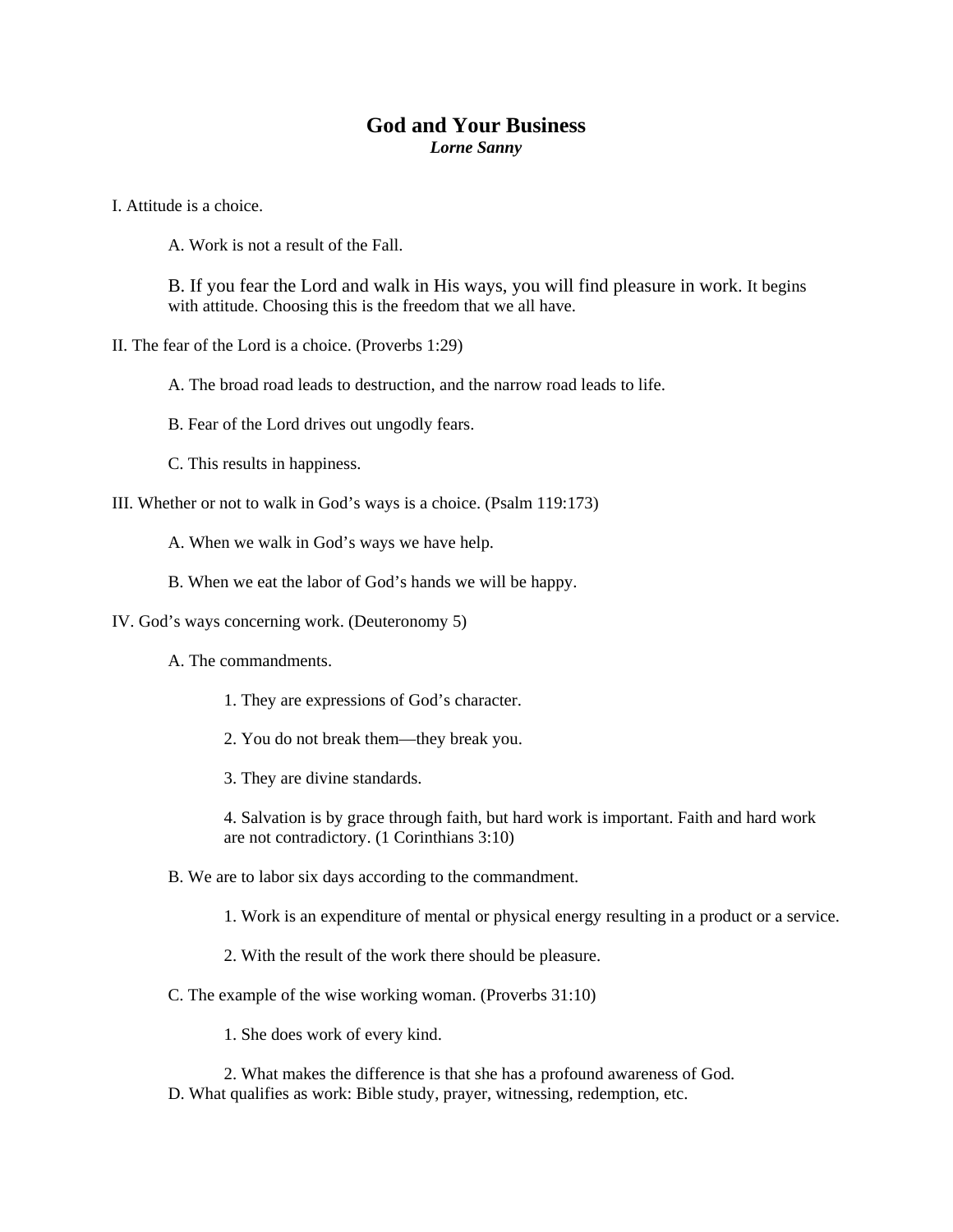# God and Your Business

***Lorne Sanny***

I. Attitude is a choice.

A. Work is not a result of the Fall.

B. If you fear the Lord and walk in His ways, you will find pleasure in work. It begins with attitude. Choosing this is the freedom that we all have.

II. The fear of the Lord is a choice. (Proverbs 1:29)

A. The broad road leads to destruction, and the narrow road leads to life.

B. Fear of the Lord drives out ungodly fears.

C. This results in happiness.

III. Whether or not to walk in God's ways is a choice. (Psalm 119:173)

A. When we walk in God's ways we have help.

B. When we eat the labor of God's hands we will be happy.

IV. God's ways concerning work. (Deuteronomy 5)

A. The commandments.

1. They are expressions of God's character.

2. You do not break them—they break you.

3. They are divine standards.

4. Salvation is by grace through faith, but hard work is important. Faith and hard work are not contradictory. (1 Corinthians 3:10)

B. We are to labor six days according to the commandment.

1. Work is an expenditure of mental or physical energy resulting in a product or a service.

2. With the result of the work there should be pleasure.

C. The example of the wise working woman. (Proverbs 31:10)

1. She does work of every kind.

2. What makes the difference is that she has a profound awareness of God.

D. What qualifies as work: Bible study, prayer, witnessing, redemption, etc.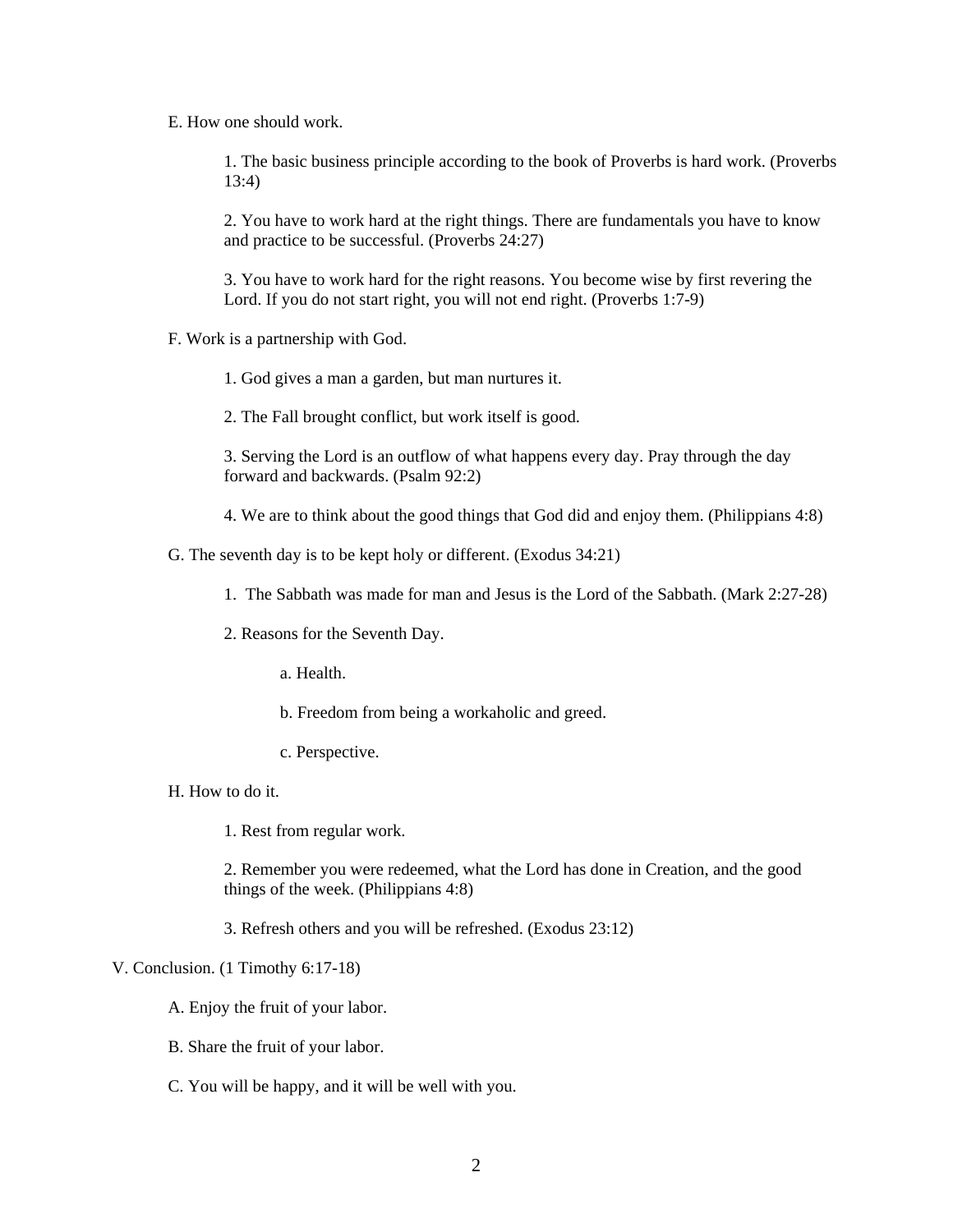E. How one should work.

1. The basic business principle according to the book of Proverbs is hard work. (Proverbs 13:4)

2. You have to work hard at the right things. There are fundamentals you have to know and practice to be successful. (Proverbs 24:27)

3. You have to work hard for the right reasons. You become wise by first revering the Lord. If you do not start right, you will not end right. (Proverbs 1:7-9)

F. Work is a partnership with God.

1. God gives a man a garden, but man nurtures it.

2. The Fall brought conflict, but work itself is good.

3. Serving the Lord is an outflow of what happens every day. Pray through the day forward and backwards. (Psalm 92:2)

4. We are to think about the good things that God did and enjoy them. (Philippians 4:8)

G. The seventh day is to be kept holy or different. (Exodus 34:21)

1. The Sabbath was made for man and Jesus is the Lord of the Sabbath. (Mark 2:27-28)

2. Reasons for the Seventh Day.

a. Health.

b. Freedom from being a workaholic and greed.

c. Perspective.

H. How to do it.

1. Rest from regular work.

2. Remember you were redeemed, what the Lord has done in Creation, and the good things of the week. (Philippians 4:8)

3. Refresh others and you will be refreshed. (Exodus 23:12)

V. Conclusion. (1 Timothy 6:17-18)

A. Enjoy the fruit of your labor.

B. Share the fruit of your labor.

C. You will be happy, and it will be well with you.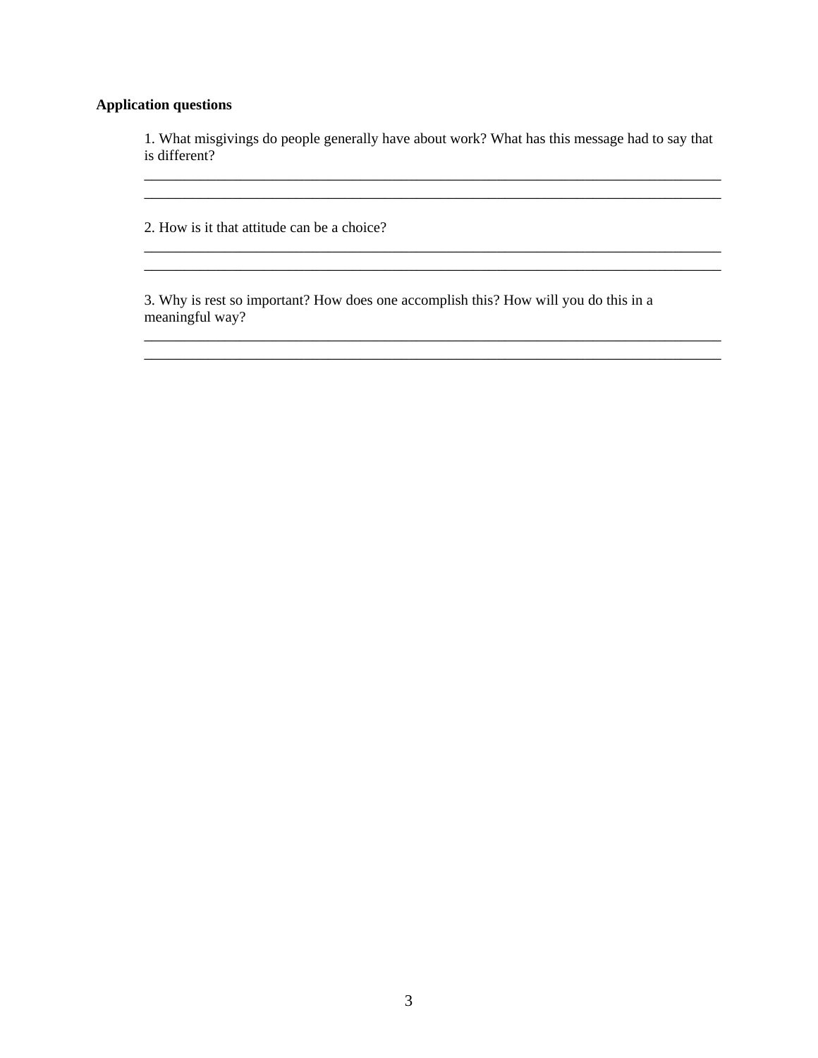**Application questions**

1. What misgivings do people generally have about work? What has this message had to say that is different?

________________________________________________________________________________
________________________________________________________________________________

2. How is it that attitude can be a choice?

________________________________________________________________________________
________________________________________________________________________________

3. Why is rest so important? How does one accomplish this? How will you do this in a meaningful way?

________________________________________________________________________________
________________________________________________________________________________